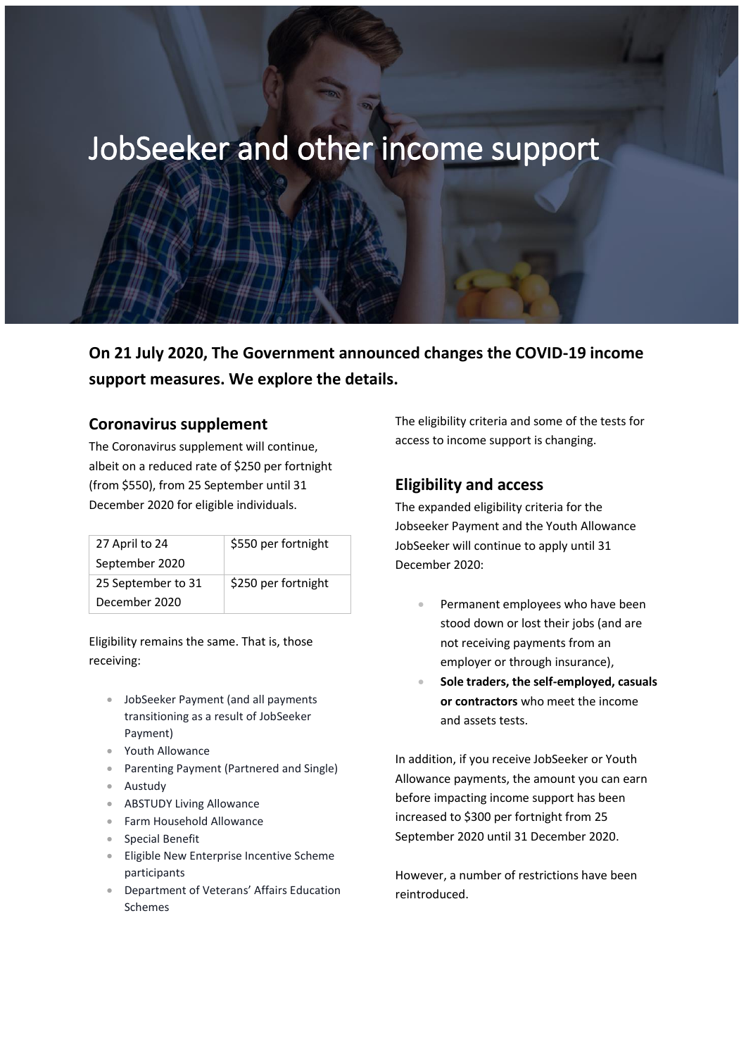# JobSeeker and other income support

**On 21 July 2020, The Government announced changes the COVID-19 income support measures. We explore the details.**

## Coronavirus supplement

The Coronavirus supplement will continue, albeit on a reduced rate of $250 per fortnight (from $550), from 25 September until 31 December 2020 for eligible individuals.

| | |
|---|---|
| 27 April to 24 September 2020 | $550 per fortnight |
| 25 September to 31 December 2020 | $250 per fortnight |

Eligibility remains the same. That is, those receiving:

- JobSeeker Payment (and all payments transitioning as a result of JobSeeker Payment)
- Youth Allowance
- Parenting Payment (Partnered and Single)
- Austudy
- ABSTUDY Living Allowance
- Farm Household Allowance
- Special Benefit
- Eligible New Enterprise Incentive Scheme participants
- Department of Veterans' Affairs Education Schemes

The eligibility criteria and some of the tests for access to income support is changing.

## Eligibility and access

The expanded eligibility criteria for the Jobseeker Payment and the Youth Allowance JobSeeker will continue to apply until 31 December 2020:

- Permanent employees who have been stood down or lost their jobs (and are not receiving payments from an employer or through insurance),
- **Sole traders, the self-employed, casuals or contractors** who meet the income and assets tests.

In addition, if you receive JobSeeker or Youth Allowance payments, the amount you can earn before impacting income support has been increased to $300 per fortnight from 25 September 2020 until 31 December 2020.

However, a number of restrictions have been reintroduced.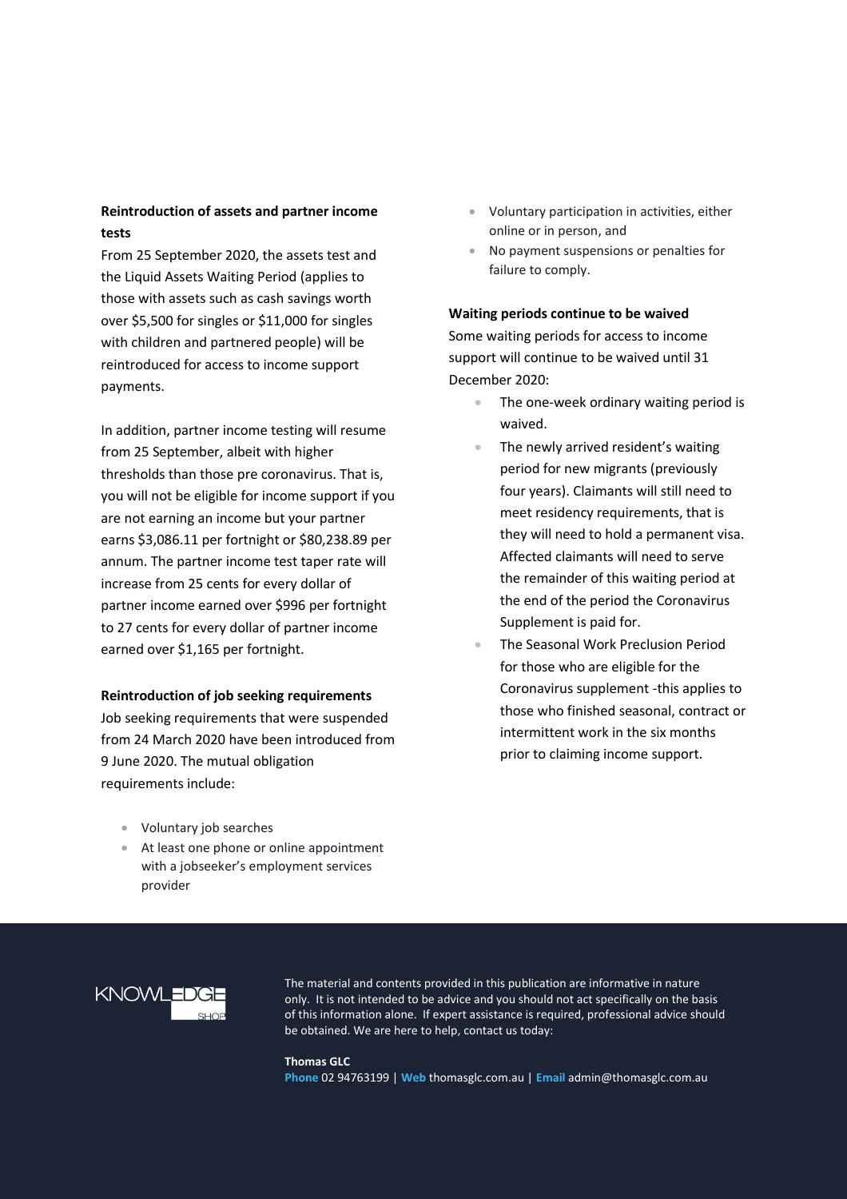**Reintroduction of assets and partner income tests**

From 25 September 2020, the assets test and the Liquid Assets Waiting Period (applies to those with assets such as cash savings worth over $5,500 for singles or $11,000 for singles with children and partnered people) will be reintroduced for access to income support payments.

In addition, partner income testing will resume from 25 September, albeit with higher thresholds than those pre coronavirus. That is, you will not be eligible for income support if you are not earning an income but your partner earns $3,086.11 per fortnight or $80,238.89 per annum. The partner income test taper rate will increase from 25 cents for every dollar of partner income earned over $996 per fortnight to 27 cents for every dollar of partner income earned over $1,165 per fortnight.

**Reintroduction of job seeking requirements**

Job seeking requirements that were suspended from 24 March 2020 have been introduced from 9 June 2020. The mutual obligation requirements include:

- Voluntary job searches
- At least one phone or online appointment with a jobseeker's employment services provider
- Voluntary participation in activities, either online or in person, and
- No payment suspensions or penalties for failure to comply.

**Waiting periods continue to be waived**

Some waiting periods for access to income support will continue to be waived until 31 December 2020:

- The one-week ordinary waiting period is waived.
- The newly arrived resident's waiting period for new migrants (previously four years). Claimants will still need to meet residency requirements, that is they will need to hold a permanent visa. Affected claimants will need to serve the remainder of this waiting period at the end of the period the Coronavirus Supplement is paid for.
- The Seasonal Work Preclusion Period for those who are eligible for the Coronavirus supplement -this applies to those who finished seasonal, contract or intermittent work in the six months prior to claiming income support.

The material and contents provided in this publication are informative in nature only. It is not intended to be advice and you should not act specifically on the basis of this information alone. If expert assistance is required, professional advice should be obtained. We are here to help, contact us today:

**Thomas GLC**
**Phone** 02 94763199 | **Web** thomasglc.com.au | **Email** admin@thomasglc.com.au